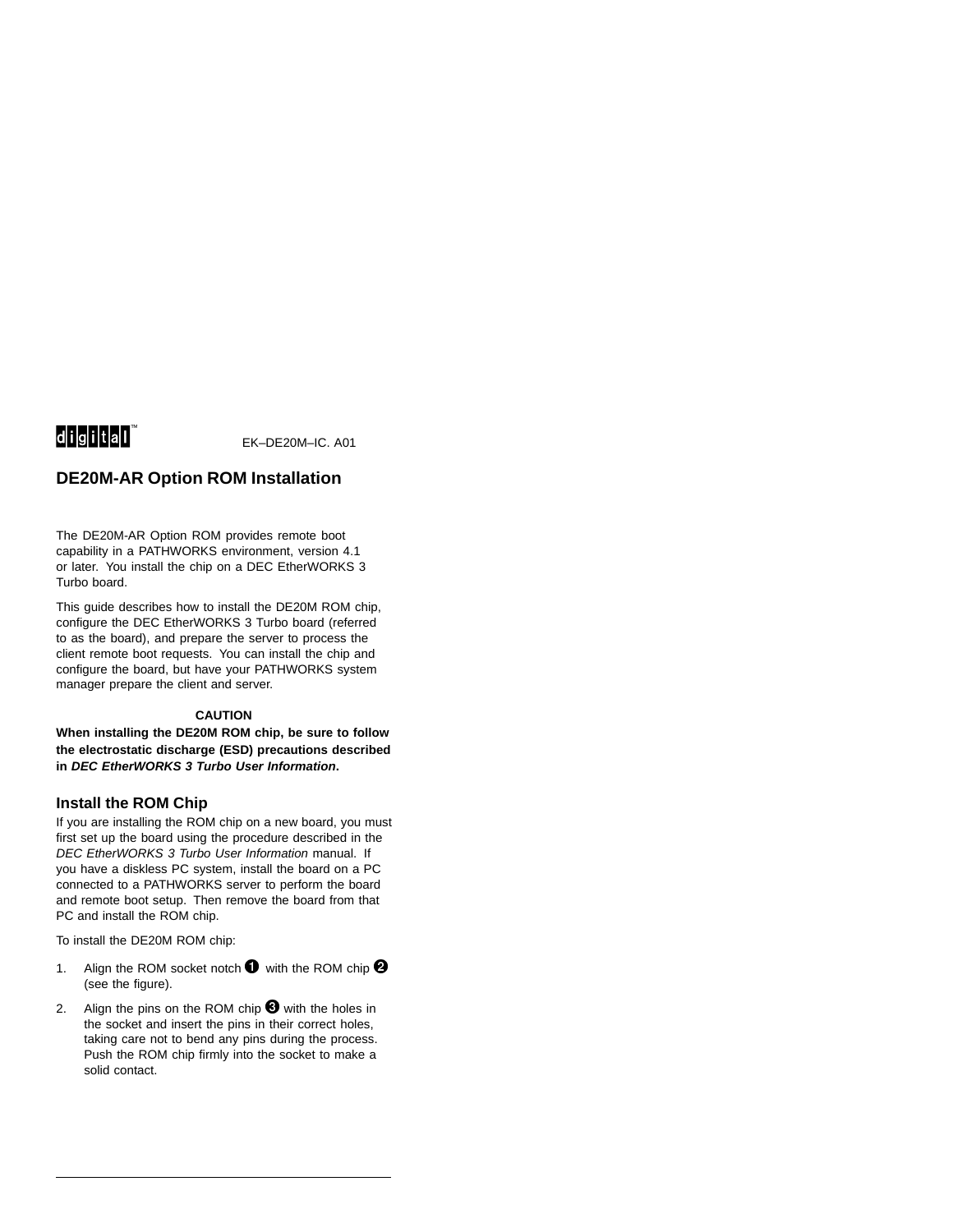digital™ EK–DE20M–IC. A01

# DE20M-AR Option ROM Installation

The DE20M-AR Option ROM provides remote boot capability in a PATHWORKS environment, version 4.1 or later. You install the chip on a DEC EtherWORKS 3 Turbo board.

This guide describes how to install the DE20M ROM chip, configure the DEC EtherWORKS 3 Turbo board (referred to as the board), and prepare the server to process the client remote boot requests. You can install the chip and configure the board, but have your PATHWORKS system manager prepare the client and server.

**CAUTION**

**When installing the DE20M ROM chip, be sure to follow the electrostatic discharge (ESD) precautions described in *DEC EtherWORKS 3 Turbo User Information*.**

## Install the ROM Chip

If you are installing the ROM chip on a new board, you must first set up the board using the procedure described in the *DEC EtherWORKS 3 Turbo User Information* manual. If you have a diskless PC system, install the board on a PC connected to a PATHWORKS server to perform the board and remote boot setup. Then remove the board from that PC and install the ROM chip.

To install the DE20M ROM chip:

1. Align the ROM socket notch ❶ with the ROM chip ❷ (see the figure).
2. Align the pins on the ROM chip ❸ with the holes in the socket and insert the pins in their correct holes, taking care not to bend any pins during the process. Push the ROM chip firmly into the socket to make a solid contact.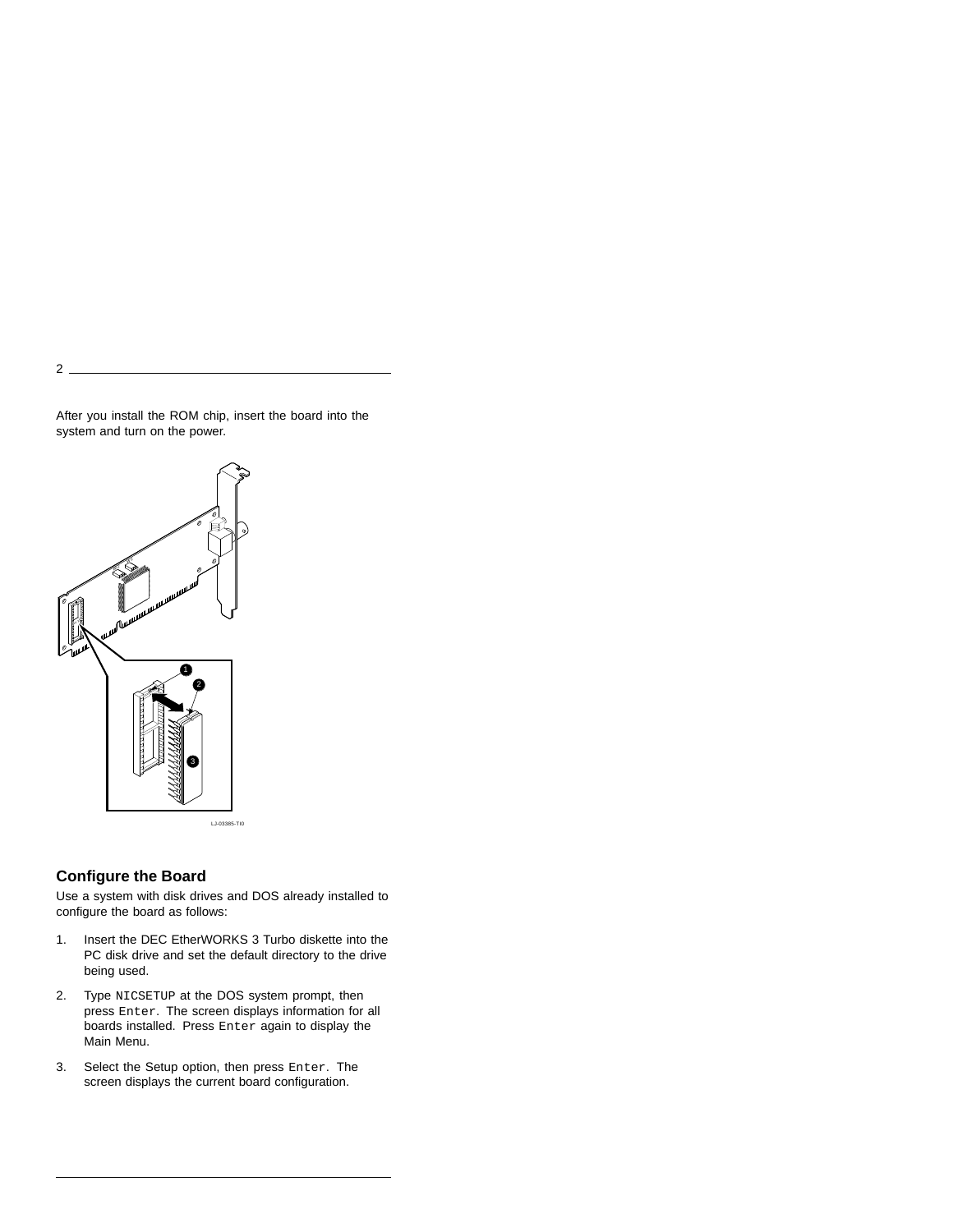After you install the ROM chip, insert the board into the system and turn on the power.

LJ-03385-TI0

## Configure the Board

Use a system with disk drives and DOS already installed to configure the board as follows:

1. Insert the DEC EtherWORKS 3 Turbo diskette into the PC disk drive and set the default directory to the drive being used.
2. Type `NICSETUP` at the DOS system prompt, then press `Enter`. The screen displays information for all boards installed. Press `Enter` again to display the Main Menu.
3. Select the Setup option, then press `Enter`. The screen displays the current board configuration.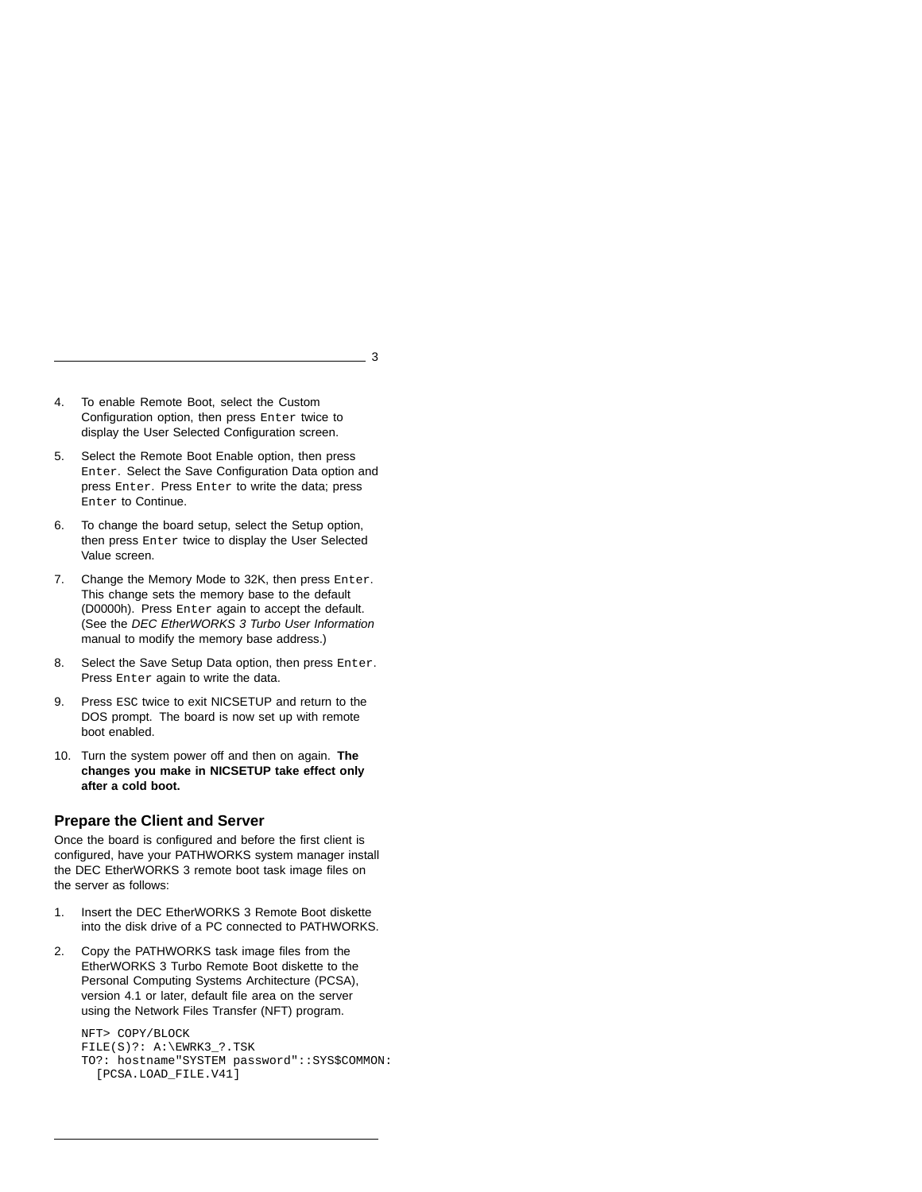4. To enable Remote Boot, select the Custom Configuration option, then press `Enter` twice to display the User Selected Configuration screen.

5. Select the Remote Boot Enable option, then press `Enter`. Select the Save Configuration Data option and press `Enter`. Press `Enter` to write the data; press `Enter` to Continue.

6. To change the board setup, select the Setup option, then press `Enter` twice to display the User Selected Value screen.

7. Change the Memory Mode to 32K, then press `Enter`. This change sets the memory base to the default (D0000h). Press `Enter` again to accept the default. (See the *DEC EtherWORKS 3 Turbo User Information* manual to modify the memory base address.)

8. Select the Save Setup Data option, then press `Enter`. Press `Enter` again to write the data.

9. Press ESC twice to exit NICSETUP and return to the DOS prompt. The board is now set up with remote boot enabled.

10. Turn the system power off and then on again. **The changes you make in NICSETUP take effect only after a cold boot.**

## Prepare the Client and Server

Once the board is configured and before the first client is configured, have your PATHWORKS system manager install the DEC EtherWORKS 3 remote boot task image files on the server as follows:

1. Insert the DEC EtherWORKS 3 Remote Boot diskette into the disk drive of a PC connected to PATHWORKS.

2. Copy the PATHWORKS task image files from the EtherWORKS 3 Turbo Remote Boot diskette to the Personal Computing Systems Architecture (PCSA), version 4.1 or later, default file area on the server using the Network Files Transfer (NFT) program.

```
NFT> COPY/BLOCK
FILE(S)?: A:\EWRK3_?.TSK
TO?: hostname"SYSTEM password"::SYS$COMMON:
  [PCSA.LOAD_FILE.V41]
```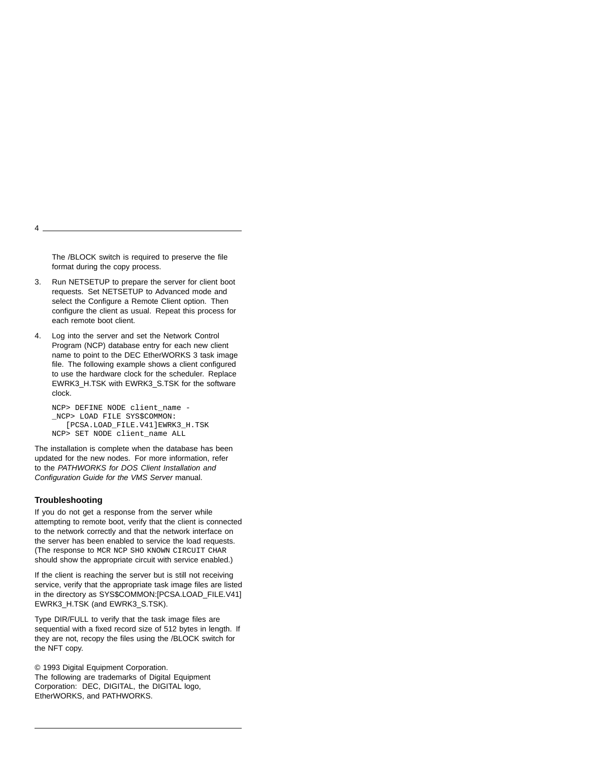The /BLOCK switch is required to preserve the file format during the copy process.

3. Run NETSETUP to prepare the server for client boot requests. Set NETSETUP to Advanced mode and select the Configure a Remote Client option. Then configure the client as usual. Repeat this process for each remote boot client.

4. Log into the server and set the Network Control Program (NCP) database entry for each new client name to point to the DEC EtherWORKS 3 task image file. The following example shows a client configured to use the hardware clock for the scheduler. Replace EWRK3_H.TSK with EWRK3_S.TSK for the software clock.

```
NCP> DEFINE NODE client_name -
_NCP> LOAD FILE SYS$COMMON:
   [PCSA.LOAD_FILE.V41]EWRK3_H.TSK
NCP> SET NODE client_name ALL
```

The installation is complete when the database has been updated for the new nodes. For more information, refer to the *PATHWORKS for DOS Client Installation and Configuration Guide for the VMS Server* manual.

### Troubleshooting

If you do not get a response from the server while attempting to remote boot, verify that the client is connected to the network correctly and that the network interface on the server has been enabled to service the load requests. (The response to `MCR NCP SHO KNOWN CIRCUIT CHAR` should show the appropriate circuit with service enabled.)

If the client is reaching the server but is still not receiving service, verify that the appropriate task image files are listed in the directory as SYS$COMMON:[PCSA.LOAD_FILE.V41] EWRK3_H.TSK (and EWRK3_S.TSK).

Type DIR/FULL to verify that the task image files are sequential with a fixed record size of 512 bytes in length. If they are not, recopy the files using the /BLOCK switch for the NFT copy.

© 1993 Digital Equipment Corporation.
The following are trademarks of Digital Equipment Corporation: DEC, DIGITAL, the DIGITAL logo, EtherWORKS, and PATHWORKS.